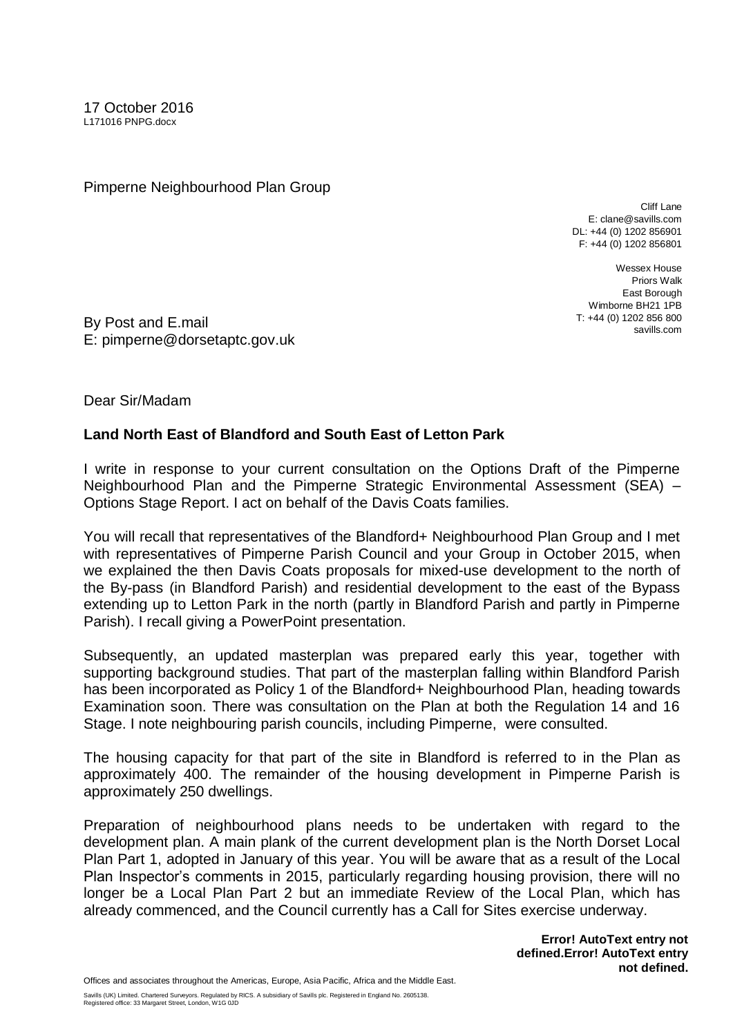17 October 2016
L171016 PNPG.docx

Pimperne Neighbourhood Plan Group

Cliff Lane
E: clane@savills.com
DL: +44 (0) 1202 856901
F: +44 (0) 1202 856801

Wessex House
Priors Walk
East Borough
Wimborne BH21 1PB
T: +44 (0) 1202 856 800
savills.com

By Post and E.mail
E: pimperne@dorsetaptc.gov.uk

Dear Sir/Madam

**Land North East of Blandford and South East of Letton Park**

I write in response to your current consultation on the Options Draft of the Pimperne Neighbourhood Plan and the Pimperne Strategic Environmental Assessment (SEA) – Options Stage Report. I act on behalf of the Davis Coats families.

You will recall that representatives of the Blandford+ Neighbourhood Plan Group and I met with representatives of Pimperne Parish Council and your Group in October 2015, when we explained the then Davis Coats proposals for mixed-use development to the north of the By-pass (in Blandford Parish) and residential development to the east of the Bypass extending up to Letton Park in the north (partly in Blandford Parish and partly in Pimperne Parish). I recall giving a PowerPoint presentation.

Subsequently, an updated masterplan was prepared early this year, together with supporting background studies. That part of the masterplan falling within Blandford Parish has been incorporated as Policy 1 of the Blandford+ Neighbourhood Plan, heading towards Examination soon. There was consultation on the Plan at both the Regulation 14 and 16 Stage. I note neighbouring parish councils, including Pimperne, were consulted.

The housing capacity for that part of the site in Blandford is referred to in the Plan as approximately 400. The remainder of the housing development in Pimperne Parish is approximately 250 dwellings.

Preparation of neighbourhood plans needs to be undertaken with regard to the development plan. A main plank of the current development plan is the North Dorset Local Plan Part 1, adopted in January of this year. You will be aware that as a result of the Local Plan Inspector's comments in 2015, particularly regarding housing provision, there will no longer be a Local Plan Part 2 but an immediate Review of the Local Plan, which has already commenced, and the Council currently has a Call for Sites exercise underway.

**Error! AutoText entry not defined.Error! AutoText entry not defined.**

Offices and associates throughout the Americas, Europe, Asia Pacific, Africa and the Middle East.

Savills (UK) Limited. Chartered Surveyors. Regulated by RICS. A subsidiary of Savills plc. Registered in England No. 2605138.
Registered office: 33 Margaret Street, London, W1G 0JD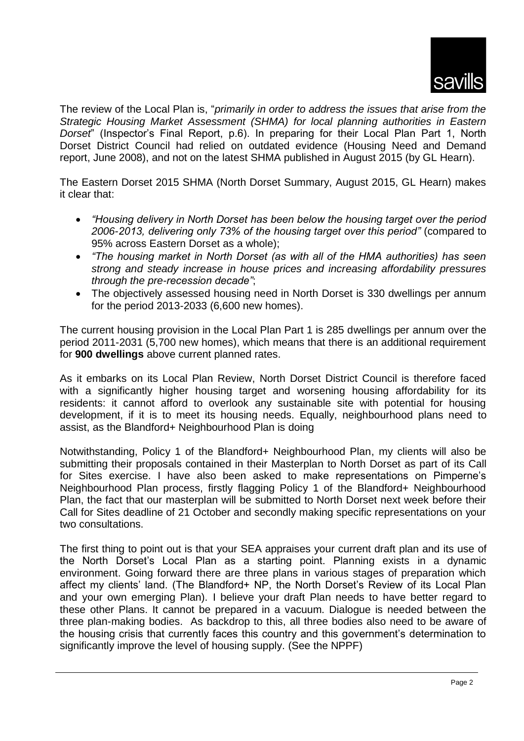The review of the Local Plan is, "*primarily in order to address the issues that arise from the Strategic Housing Market Assessment (SHMA) for local planning authorities in Eastern Dorset*" (Inspector's Final Report, p.6). In preparing for their Local Plan Part 1, North Dorset District Council had relied on outdated evidence (Housing Need and Demand report, June 2008), and not on the latest SHMA published in August 2015 (by GL Hearn).

The Eastern Dorset 2015 SHMA (North Dorset Summary, August 2015, GL Hearn) makes it clear that:

- *"Housing delivery in North Dorset has been below the housing target over the period 2006-2013, delivering only 73% of the housing target over this period"* (compared to 95% across Eastern Dorset as a whole);
- *"The housing market in North Dorset (as with all of the HMA authorities) has seen strong and steady increase in house prices and increasing affordability pressures through the pre-recession decade"*;
- The objectively assessed housing need in North Dorset is 330 dwellings per annum for the period 2013-2033 (6,600 new homes).

The current housing provision in the Local Plan Part 1 is 285 dwellings per annum over the period 2011-2031 (5,700 new homes), which means that there is an additional requirement for **900 dwellings** above current planned rates.

As it embarks on its Local Plan Review, North Dorset District Council is therefore faced with a significantly higher housing target and worsening housing affordability for its residents: it cannot afford to overlook any sustainable site with potential for housing development, if it is to meet its housing needs. Equally, neighbourhood plans need to assist, as the Blandford+ Neighbourhood Plan is doing

Notwithstanding, Policy 1 of the Blandford+ Neighbourhood Plan, my clients will also be submitting their proposals contained in their Masterplan to North Dorset as part of its Call for Sites exercise. I have also been asked to make representations on Pimperne's Neighbourhood Plan process, firstly flagging Policy 1 of the Blandford+ Neighbourhood Plan, the fact that our masterplan will be submitted to North Dorset next week before their Call for Sites deadline of 21 October and secondly making specific representations on your two consultations.

The first thing to point out is that your SEA appraises your current draft plan and its use of the North Dorset's Local Plan as a starting point. Planning exists in a dynamic environment. Going forward there are three plans in various stages of preparation which affect my clients' land. (The Blandford+ NP, the North Dorset's Review of its Local Plan and your own emerging Plan). I believe your draft Plan needs to have better regard to these other Plans. It cannot be prepared in a vacuum. Dialogue is needed between the three plan-making bodies. As backdrop to this, all three bodies also need to be aware of the housing crisis that currently faces this country and this government's determination to significantly improve the level of housing supply. (See the NPPF)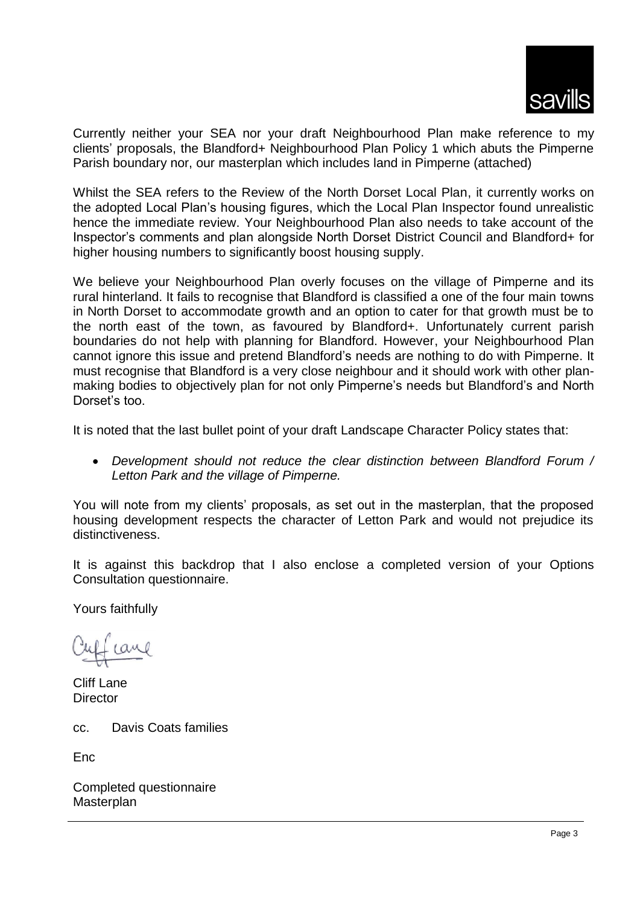Currently neither your SEA nor your draft Neighbourhood Plan make reference to my clients' proposals, the Blandford+ Neighbourhood Plan Policy 1 which abuts the Pimperne Parish boundary nor, our masterplan which includes land in Pimperne (attached)

Whilst the SEA refers to the Review of the North Dorset Local Plan, it currently works on the adopted Local Plan's housing figures, which the Local Plan Inspector found unrealistic hence the immediate review. Your Neighbourhood Plan also needs to take account of the Inspector's comments and plan alongside North Dorset District Council and Blandford+ for higher housing numbers to significantly boost housing supply.

We believe your Neighbourhood Plan overly focuses on the village of Pimperne and its rural hinterland. It fails to recognise that Blandford is classified a one of the four main towns in North Dorset to accommodate growth and an option to cater for that growth must be to the north east of the town, as favoured by Blandford+. Unfortunately current parish boundaries do not help with planning for Blandford. However, your Neighbourhood Plan cannot ignore this issue and pretend Blandford's needs are nothing to do with Pimperne. It must recognise that Blandford is a very close neighbour and it should work with other plan-making bodies to objectively plan for not only Pimperne's needs but Blandford's and North Dorset's too.

It is noted that the last bullet point of your draft Landscape Character Policy states that:

- *Development should not reduce the clear distinction between Blandford Forum / Letton Park and the village of Pimperne.*

You will note from my clients' proposals, as set out in the masterplan, that the proposed housing development respects the character of Letton Park and would not prejudice its distinctiveness.

It is against this backdrop that I also enclose a completed version of your Options Consultation questionnaire.

Yours faithfully

Cliff Lane

Cliff Lane
Director

cc. Davis Coats families

Enc

Completed questionnaire
Masterplan